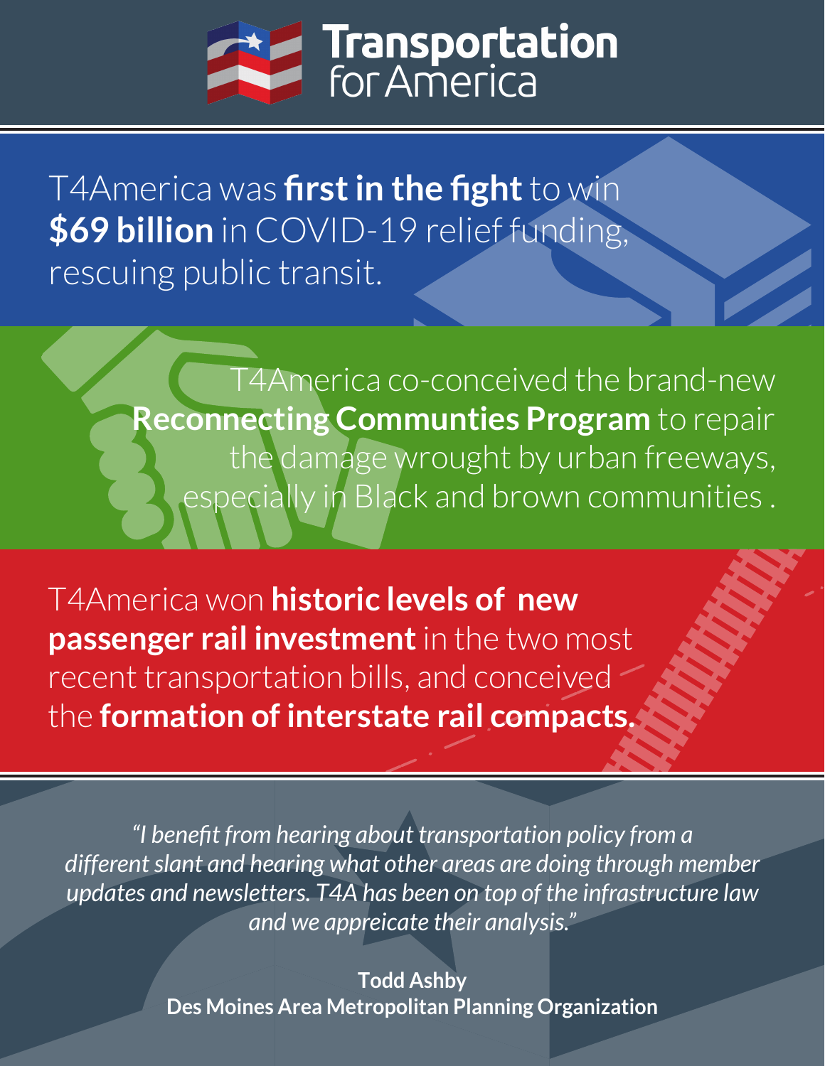# Transportation for America

T4America was **first in the fight** to win **$69 billion** in COVID-19 relief funding, rescuing public transit.

T4America co-conceived the brand-new **Reconnecting Communties Program** to repair the damage wrought by urban freeways, especially in Black and brown communities .

T4America won **historic levels of new passenger rail investment** in the two most recent transportation bills, and conceived the **formation of interstate rail compacts.**

*"I benefit from hearing about transportation policy from a different slant and hearing what other areas are doing through member updates and newsletters. T4A has been on top of the infrastructure law and we appreicate their analysis."*

**Todd Ashby**
**Des Moines Area Metropolitan Planning Organization**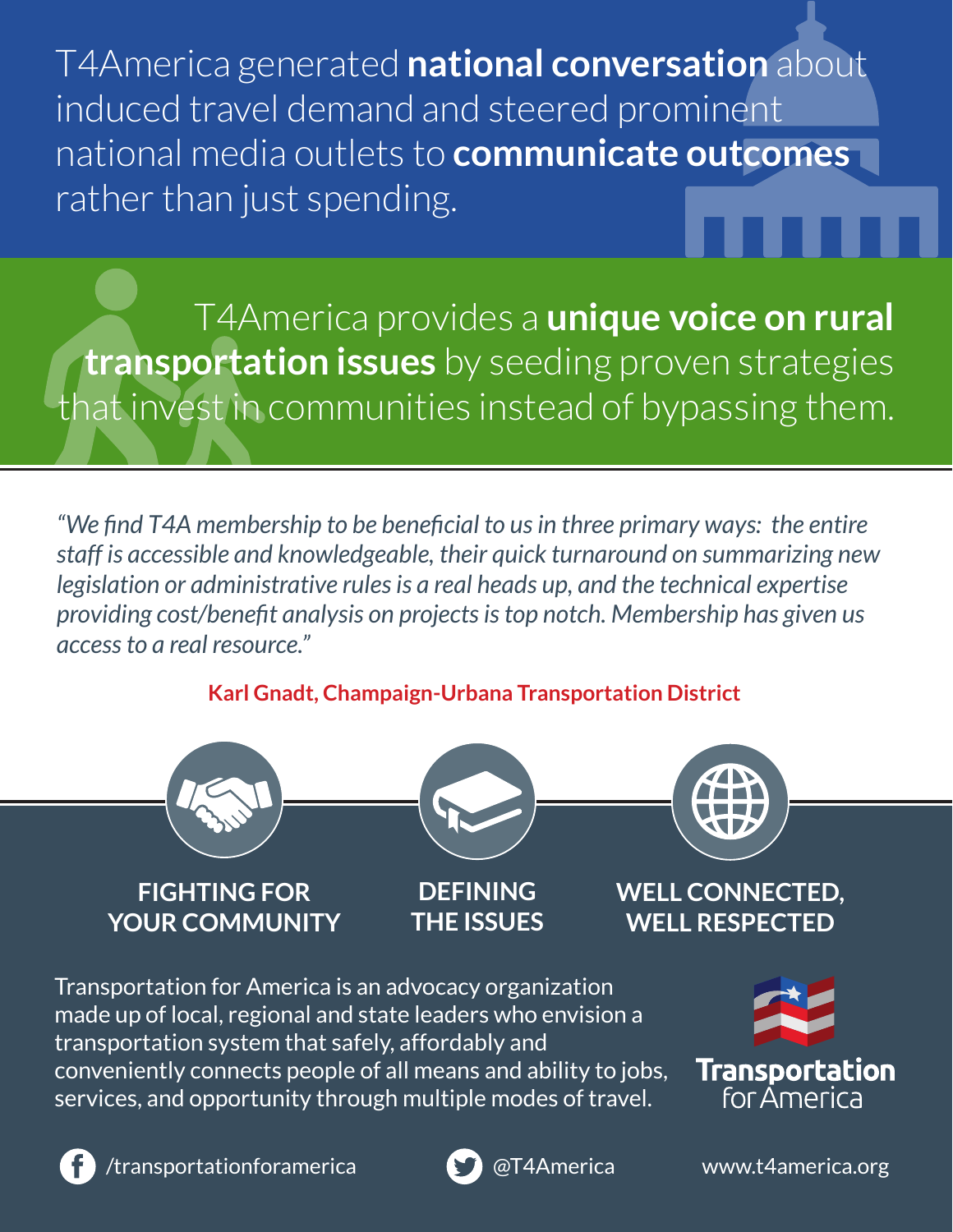T4America generated **national conversation** about induced travel demand and steered prominent national media outlets to **communicate outcomes** rather than just spending.

T4America provides a **unique voice on rural transportation issues** by seeding proven strategies that invest in communities instead of bypassing them.

*"We find T4A membership to be beneficial to us in three primary ways: the entire staff is accessible and knowledgeable, their quick turnaround on summarizing new legislation or administrative rules is a real heads up, and the technical expertise providing cost/benefit analysis on projects is top notch. Membership has given us access to a real resource."*

**Karl Gnadt, Champaign-Urbana Transportation District**

**FIGHTING FOR YOUR COMMUNITY**

**DEFINING THE ISSUES**

**WELL CONNECTED, WELL RESPECTED**

Transportation for America is an advocacy organization made up of local, regional and state leaders who envision a transportation system that safely, affordably and conveniently connects people of all means and ability to jobs, services, and opportunity through multiple modes of travel.

**Transportation** for America

/transportationforamerica

@T4America

www.t4america.org